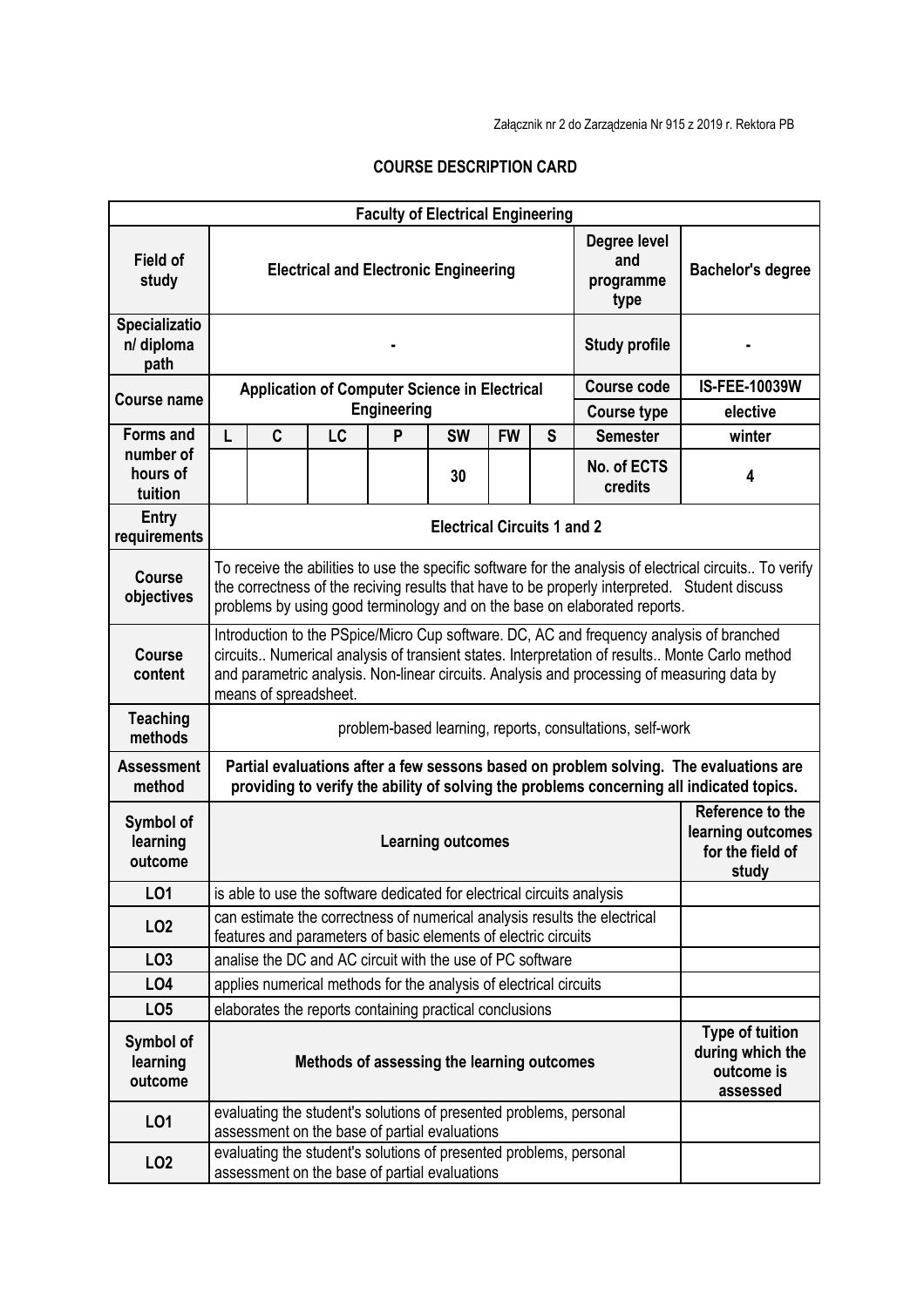Załącznik nr 2 do Zarządzenia Nr 915 z 2019 r. Rektora PB

# COURSE DESCRIPTION CARD

| Faculty of Electrical Engineering | | | | | | | | | |
|---|---|---|---|---|---|---|---|---|---|
| **Field of study** | **Electrical and Electronic Engineering** | | | | | | | **Degree level and programme type** | **Bachelor's degree** |
| **Specialization/ diploma path** | **-** | | | | | | | **Study profile** | **-** |
| **Course name** | **Application of Computer Science in Electrical Engineering** | | | | | | | **Course code** | **IS-FEE-10039W** |
| | | | | | | | | **Course type** | **elective** |
| **Forms and number of hours of tuition** | **L** | **C** | **LC** | **P** | **SW** | **FW** | **S** | **Semester** | **winter** |
| | | | | | **30** | | | **No. of ECTS credits** | **4** |
| **Entry requirements** | **Electrical Circuits 1 and 2** | | | | | | | | |
| **Course objectives** | To receive the abilities to use the specific software for the analysis of electrical circuits.. To verify the correctness of the reciving results that have to be properly interpreted. Student discuss problems by using good terminology and on the base on elaborated reports. | | | | | | | | |
| **Course content** | Introduction to the PSpice/Micro Cup software. DC, AC and frequency analysis of branched circuits.. Numerical analysis of transient states. Interpretation of results.. Monte Carlo method and parametric analysis. Non-linear circuits. Analysis and processing of measuring data by means of spreadsheet. | | | | | | | | |
| **Teaching methods** | problem-based learning, reports, consultations, self-work | | | | | | | | |
| **Assessment method** | **Partial evaluations after a few sessons based on problem solving. The evaluations are providing to verify the ability of solving the problems concerning all indicated topics.** | | | | | | | | |
| **Symbol of learning outcome** | **Learning outcomes** | | | | | | | | **Reference to the learning outcomes for the field of study** |
| **LO1** | is able to use the software dedicated for electrical circuits analysis | | | | | | | | |
| **LO2** | can estimate the correctness of numerical analysis results the electrical features and parameters of basic elements of electric circuits | | | | | | | | |
| **LO3** | analise the DC and AC circuit with the use of PC software | | | | | | | | |
| **LO4** | applies numerical methods for the analysis of electrical circuits | | | | | | | | |
| **LO5** | elaborates the reports containing practical conclusions | | | | | | | | |
| **Symbol of learning outcome** | **Methods of assessing the learning outcomes** | | | | | | | | **Type of tuition during which the outcome is assessed** |
| **LO1** | evaluating the student's solutions of presented problems, personal assessment on the base of partial evaluations | | | | | | | | |
| **LO2** | evaluating the student's solutions of presented problems, personal assessment on the base of partial evaluations | | | | | | | | |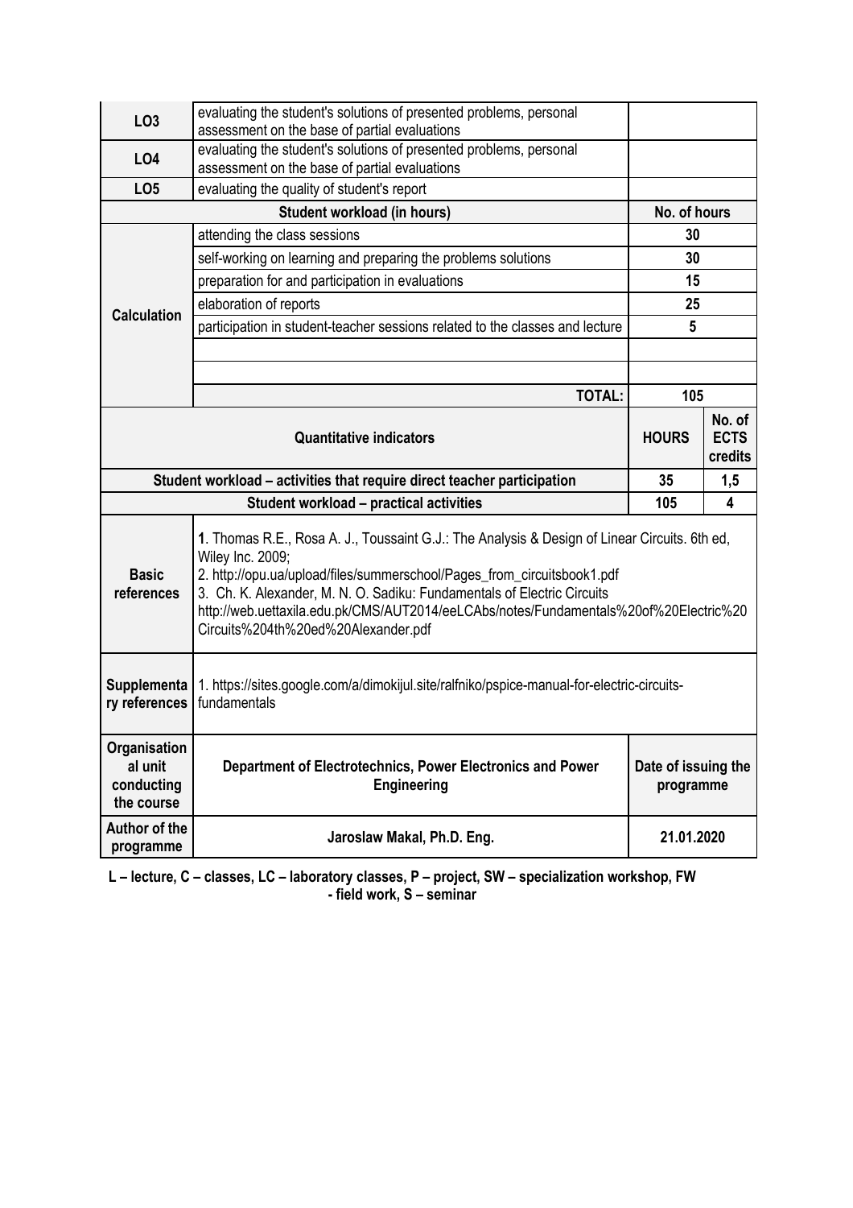| | | | |
|---|---|---|---|
| **LO3** | evaluating the student's solutions of presented problems, personal assessment on the base of partial evaluations | | |
| **LO4** | evaluating the student's solutions of presented problems, personal assessment on the base of partial evaluations | | |
| **LO5** | evaluating the quality of student's report | | |
| **Student workload (in hours)** | | **No. of hours** | |
| **Calculation** | attending the class sessions | **30** | |
| | self-working on learning and preparing the problems solutions | **30** | |
| | preparation for and participation in evaluations | **15** | |
| | elaboration of reports | **25** | |
| | participation in student-teacher sessions related to the classes and lecture | **5** | |
| | | | |
| | | | |
| | **TOTAL:** | **105** | |
| **Quantitative indicators** | | **HOURS** | **No. of ECTS credits** |
| **Student workload – activities that require direct teacher participation** | | **35** | **1,5** |
| **Student workload – practical activities** | | **105** | **4** |
| **Basic references** | **1**. Thomas R.E., Rosa A. J., Toussaint G.J.: The Analysis & Design of Linear Circuits. 6th ed, Wiley Inc. 2009;<br>2. http://opu.ua/upload/files/summerschool/Pages_from_circuitsbook1.pdf<br>3. Ch. K. Alexander, M. N. O. Sadiku: Fundamentals of Electric Circuits http://web.uettaxila.edu.pk/CMS/AUT2014/eeLCAbs/notes/Fundamentals%20of%20Electric%20Circuits%204th%20ed%20Alexander.pdf | | |
| **Supplementary references** | 1. https://sites.google.com/a/dimokijul.site/ralfniko/pspice-manual-for-electric-circuits-fundamentals | | |
| **Organisational unit conducting the course** | **Department of Electrotechnics, Power Electronics and Power Engineering** | **Date of issuing the programme** | |
| **Author of the programme** | **Jaroslaw Makal, Ph.D. Eng.** | **21.01.2020** | |

**L – lecture, C – classes, LC – laboratory classes, P – project, SW – specialization workshop, FW - field work, S – seminar**